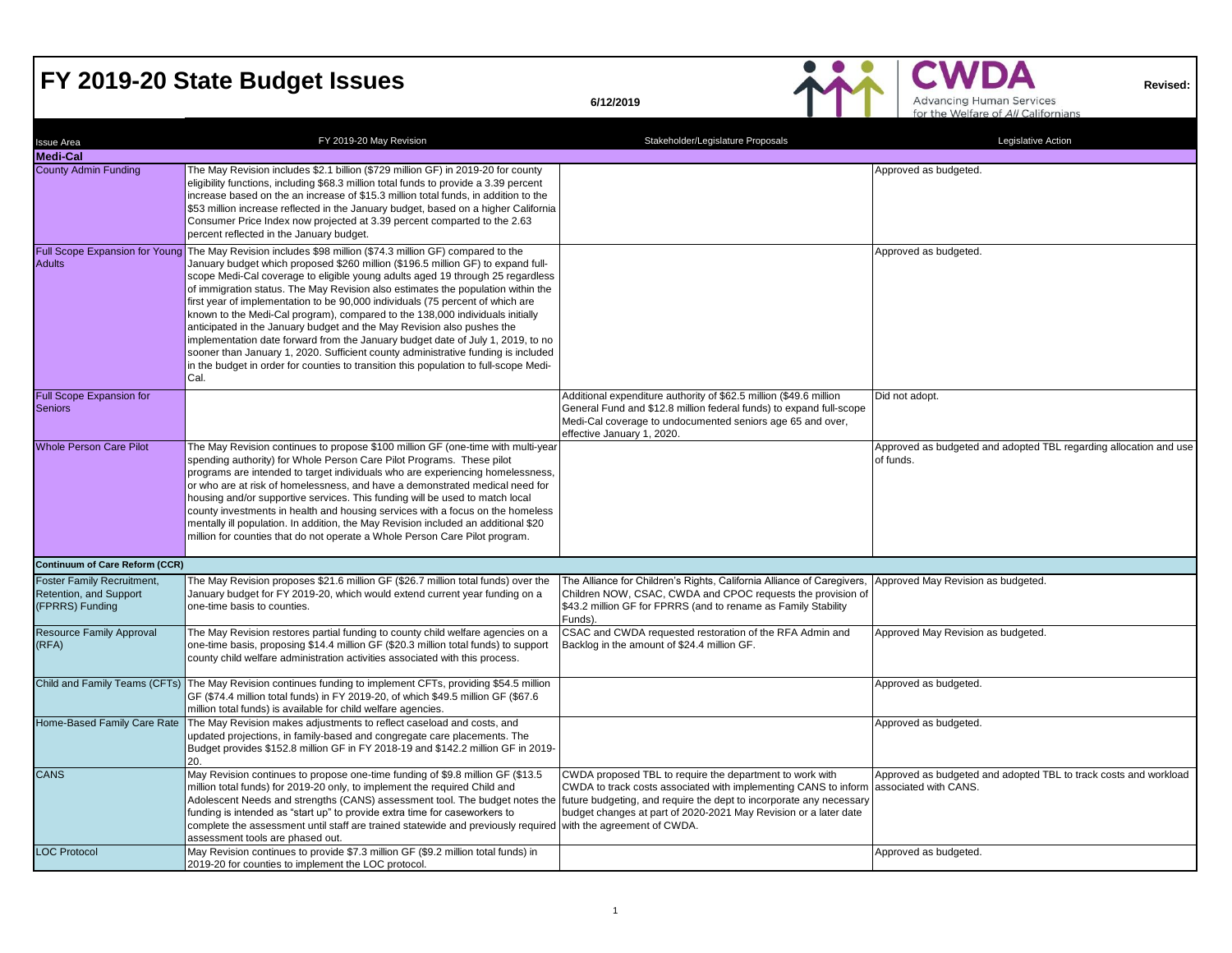# FY 2019-20 State Budget Issues

6/12/2019

CWDA — Advancing Human Services for the Welfare of *All* Californians

**Revised:**

| Issue Area | FY 2019-20 May Revision | Stakeholder/Legislature Proposals | Legislative Action |
|---|---|---|---|
| **Medi-Cal** | | | |
| County Admin Funding | The May Revision includes $2.1 billion ($729 million GF) in 2019-20 for county eligibility functions, including $68.3 million total funds to provide a 3.39 percent increase based on the an increase of $15.3 million total funds, in addition to the $53 million increase reflected in the January budget, based on a higher California Consumer Price Index now projected at 3.39 percent comparted to the 2.63 percent reflected in the January budget. | | Approved as budgeted. |
| Full Scope Expansion for Young Adults | The May Revision includes $98 million ($74.3 million GF) compared to the January budget which proposed $260 million ($196.5 million GF) to expand full-scope Medi-Cal coverage to eligible young adults aged 19 through 25 regardless of immigration status. The May Revision also estimates the population within the first year of implementation to be 90,000 individuals (75 percent of which are known to the Medi-Cal program), compared to the 138,000 individuals initially anticipated in the January budget and the May Revision also pushes the implementation date forward from the January budget date of July 1, 2019, to no sooner than January 1, 2020. Sufficient county administrative funding is included in the budget in order for counties to transition this population to full-scope Medi-Cal. | | Approved as budgeted. |
| Full Scope Expansion for Seniors | | Additional expenditure authority of $62.5 million ($49.6 million General Fund and $12.8 million federal funds) to expand full-scope Medi-Cal coverage to undocumented seniors age 65 and over, effective January 1, 2020. | Did not adopt. |
| Whole Person Care Pilot | The May Revision continues to propose $100 million GF (one-time with multi-year spending authority) for Whole Person Care Pilot Programs. These pilot programs are intended to target individuals who are experiencing homelessness, or who are at risk of homelessness, and have a demonstrated medical need for housing and/or supportive services. This funding will be used to match local county investments in health and housing services with a focus on the homeless mentally ill population. In addition, the May Revision included an additional $20 million for counties that do not operate a Whole Person Care Pilot program. | | Approved as budgeted and adopted TBL regarding allocation and use of funds. |
| **Continuum of Care Reform (CCR)** | | | |
| Foster Family Recruitment, Retention, and Support (FPRRS) Funding | The May Revision proposes $21.6 million GF ($26.7 million total funds) over the January budget for FY 2019-20, which would extend current year funding on a one-time basis to counties. | The Alliance for Children's Rights, California Alliance of Caregivers, Children NOW, CSAC, CWDA and CPOC requests the provision of $43.2 million GF for FPRRS (and to rename as Family Stability Funds). | Approved May Revision as budgeted. |
| Resource Family Approval (RFA) | The May Revision restores partial funding to county child welfare agencies on a one-time basis, proposing $14.4 million GF ($20.3 million total funds) to support county child welfare administration activities associated with this process. | CSAC and CWDA requested restoration of the RFA Admin and Backlog in the amount of $24.4 million GF. | Approved May Revision as budgeted. |
| Child and Family Teams (CFTs) | The May Revision continues funding to implement CFTs, providing $54.5 million GF ($74.4 million total funds) in FY 2019-20, of which $49.5 million GF ($67.6 million total funds) is available for child welfare agencies. | | Approved as budgeted. |
| Home-Based Family Care Rate | The May Revision makes adjustments to reflect caseload and costs, and updated projections, in family-based and congregate care placements. The Budget provides $152.8 million GF in FY 2018-19 and $142.2 million GF in 2019-20. | | Approved as budgeted. |
| CANS | May Revision continues to propose one-time funding of $9.8 million GF ($13.5 million total funds) for 2019-20 only, to implement the required Child and Adolescent Needs and strengths (CANS) assessment tool. The budget notes the funding is intended as "start up" to provide extra time for caseworkers to complete the assessment until staff are trained statewide and previously required assessment tools are phased out. | CWDA proposed TBL to require the department to work with CWDA to track costs associated with implementing CANS to inform future budgeting, and require the dept to incorporate any necessary budget changes at part of 2020-2021 May Revision or a later date with the agreement of CWDA. | Approved as budgeted and adopted TBL to track costs and workload associated with CANS. |
| LOC Protocol | May Revision continues to provide $7.3 million GF ($9.2 million total funds) in 2019-20 for counties to implement the LOC protocol. | | Approved as budgeted. |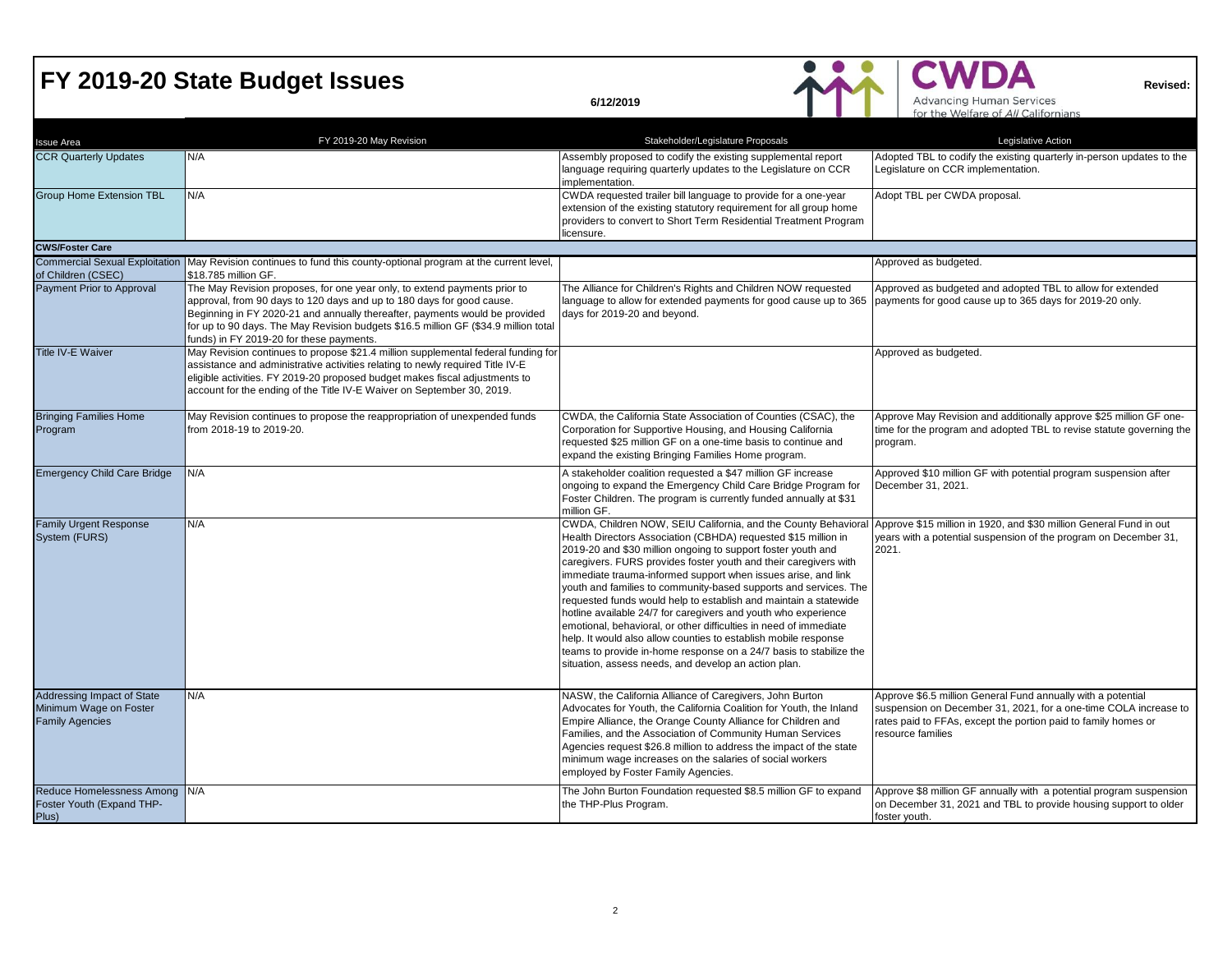# FY 2019-20 State Budget Issues

6/12/2019

CWDA — Advancing Human Services for the Welfare of *All* Californians

Revised:

| Issue Area | FY 2019-20 May Revision | Stakeholder/Legislature Proposals | Legislative Action |
|---|---|---|---|
| CCR Quarterly Updates | N/A | Assembly proposed to codify the existing supplemental report language requiring quarterly updates to the Legislature on CCR implementation. | Adopted TBL to codify the existing quarterly in-person updates to the Legislature on CCR implementation. |
| Group Home Extension TBL | N/A | CWDA requested trailer bill language to provide for a one-year extension of the existing statutory requirement for all group home providers to convert to Short Term Residential Treatment Program licensure. | Adopt TBL per CWDA proposal. |
| **CWS/Foster Care** | | | |
| Commercial Sexual Exploitation of Children (CSEC) | May Revision continues to fund this county-optional program at the current level, $18.785 million GF. | | Approved as budgeted. |
| Payment Prior to Approval | The May Revision proposes, for one year only, to extend payments prior to approval, from 90 days to 120 days and up to 180 days for good cause. Beginning in FY 2020-21 and annually thereafter, payments would be provided for up to 90 days. The May Revision budgets $16.5 million GF ($34.9 million total funds) in FY 2019-20 for these payments. | The Alliance for Children's Rights and Children NOW requested language to allow for extended payments for good cause up to 365 days for 2019-20 and beyond. | Approved as budgeted and adopted TBL to allow for extended payments for good cause up to 365 days for 2019-20 only. |
| Title IV-E Waiver | May Revision continues to propose $21.4 million supplemental federal funding for assistance and administrative activities relating to newly required Title IV-E eligible activities. FY 2019-20 proposed budget makes fiscal adjustments to account for the ending of the Title IV-E Waiver on September 30, 2019. | | Approved as budgeted. |
| Bringing Families Home Program | May Revision continues to propose the reappropriation of unexpended funds from 2018-19 to 2019-20. | CWDA, the California State Association of Counties (CSAC), the Corporation for Supportive Housing, and Housing California requested $25 million GF on a one-time basis to continue and expand the existing Bringing Families Home program. | Approve May Revision and additionally approve $25 million GF one-time for the program and adopted TBL to revise statute governing the program. |
| Emergency Child Care Bridge | N/A | A stakeholder coalition requested a $47 million GF increase ongoing to expand the Emergency Child Care Bridge Program for Foster Children. The program is currently funded annually at $31 million GF. | Approved $10 million GF with potential program suspension after December 31, 2021. |
| Family Urgent Response System (FURS) | N/A | CWDA, Children NOW, SEIU California, and the County Behavioral Health Directors Association (CBHDA) requested $15 million in 2019-20 and $30 million ongoing to support foster youth and caregivers. FURS provides foster youth and their caregivers with immediate trauma-informed support when issues arise, and link youth and families to community-based supports and services. The requested funds would help to establish and maintain a statewide hotline available 24/7 for caregivers and youth who experience emotional, behavioral, or other difficulties in need of immediate help. It would also allow counties to establish mobile response teams to provide in-home response on a 24/7 basis to stabilize the situation, assess needs, and develop an action plan. | Approve $15 million in 1920, and $30 million General Fund in out years with a potential suspension of the program on December 31, 2021. |
| Addressing Impact of State Minimum Wage on Foster Family Agencies | N/A | NASW, the California Alliance of Caregivers, John Burton Advocates for Youth, the California Coalition for Youth, the Inland Empire Alliance, the Orange County Alliance for Children and Families, and the Association of Community Human Services Agencies request $26.8 million to address the impact of the state minimum wage increases on the salaries of social workers employed by Foster Family Agencies. | Approve $6.5 million General Fund annually with a potential suspension on December 31, 2021, for a one-time COLA increase to rates paid to FFAs, except the portion paid to family homes or resource families |
| Reduce Homelessness Among Foster Youth (Expand THP-Plus) | N/A | The John Burton Foundation requested $8.5 million GF to expand the THP-Plus Program. | Approve $8 million GF annually with a potential program suspension on December 31, 2021 and TBL to provide housing support to older foster youth. |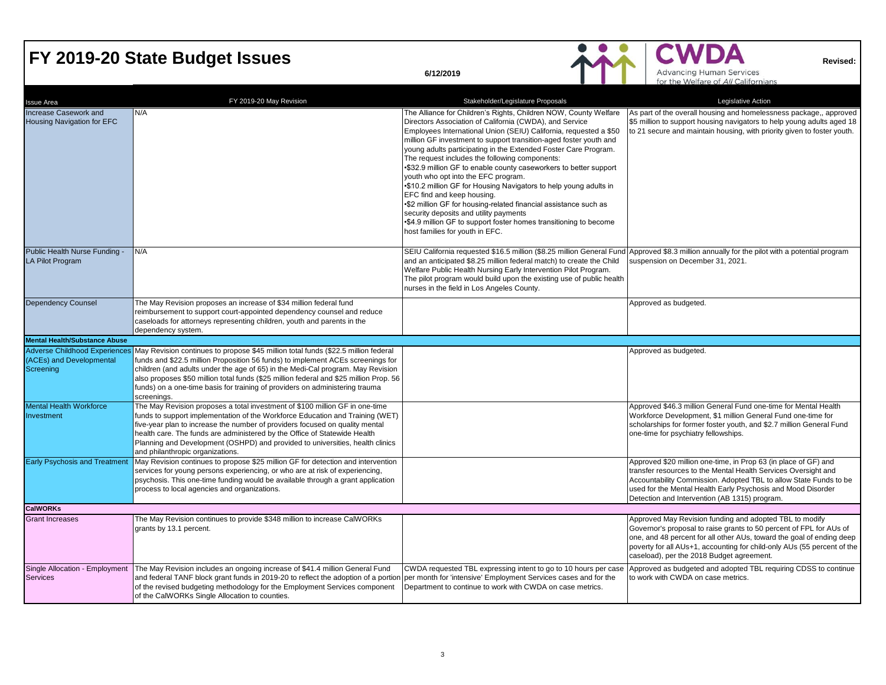# FY 2019-20 State Budget Issues

6/12/2019

CWDA
Advancing Human Services for the Welfare of *All* Californians

Revised:

| Issue Area | FY 2019-20 May Revision | Stakeholder/Legislature Proposals | Legislative Action |
|---|---|---|---|
| Increase Casework and Housing Navigation for EFC | N/A | The Alliance for Children's Rights, Children NOW, County Welfare Directors Association of California (CWDA), and Service Employees International Union (SEIU) California, requested a $50 million GF investment to support transition-aged foster youth and young adults participating in the Extended Foster Care Program. The request includes the following components: •$32.9 million GF to enable county caseworkers to better support youth who opt into the EFC program. •$10.2 million GF for Housing Navigators to help young adults in EFC find and keep housing. •$2 million GF for housing-related financial assistance such as security deposits and utility payments •$4.9 million GF to support foster homes transitioning to become host families for youth in EFC. | As part of the overall housing and homelessness package,, approved $5 million to support housing navigators to help young adults aged 18 to 21 secure and maintain housing, with priority given to foster youth. |
| Public Health Nurse Funding - LA Pilot Program | N/A | SEIU California requested $16.5 million ($8.25 million General Fund and an anticipated $8.25 million federal match) to create the Child Welfare Public Health Nursing Early Intervention Pilot Program. The pilot program would build upon the existing use of public health nurses in the field in Los Angeles County. | Approved $8.3 million annually for the pilot with a potential program suspension on December 31, 2021. |
| Dependency Counsel | The May Revision proposes an increase of $34 million federal fund reimbursement to support court-appointed dependency counsel and reduce caseloads for attorneys representing children, youth and parents in the dependency system. | | Approved as budgeted. |
| **Mental Health/Substance Abuse** | | | |
| Adverse Childhood Experiences (ACEs) and Developmental Screening | May Revision continues to propose $45 million total funds ($22.5 million federal funds and $22.5 million Proposition 56 funds) to implement ACEs screenings for children (and adults under the age of 65) in the Medi-Cal program. May Revision also proposes $50 million total funds ($25 million federal and $25 million Prop. 56 funds) on a one-time basis for training of providers on administering trauma screenings. | | Approved as budgeted. |
| Mental Health Workforce Investment | The May Revision proposes a total investment of $100 million GF in one-time funds to support implementation of the Workforce Education and Training (WET) five-year plan to increase the number of providers focused on quality mental health care. The funds are administered by the Office of Statewide Health Planning and Development (OSHPD) and provided to universities, health clinics and philanthropic organizations. | | Approved $46.3 million General Fund one-time for Mental Health Workforce Development, $1 million General Fund one-time for scholarships for former foster youth, and $2.7 million General Fund one-time for psychiatry fellowships. |
| Early Psychosis and Treatment | May Revision continues to propose $25 million GF for detection and intervention services for young persons experiencing, or who are at risk of experiencing, psychosis. This one-time funding would be available through a grant application process to local agencies and organizations. | | Approved $20 million one-time, in Prop 63 (in place of GF) and transfer resources to the Mental Health Services Oversight and Accountability Commission. Adopted TBL to allow State Funds to be used for the Mental Health Early Psychosis and Mood Disorder Detection and Intervention (AB 1315) program. |
| **CalWORKs** | | | |
| Grant Increases | The May Revision continues to provide $348 million to increase CalWORKs grants by 13.1 percent. | | Approved May Revision funding and adopted TBL to modify Governor's proposal to raise grants to 50 percent of FPL for AUs of one, and 48 percent for all other AUs, toward the goal of ending deep poverty for all AUs+1, accounting for child-only AUs (55 percent of the caseload), per the 2018 Budget agreement. |
| Single Allocation - Employment Services | The May Revision includes an ongoing increase of $41.4 million General Fund and federal TANF block grant funds in 2019-20 to reflect the adoption of a portion of the revised budgeting methodology for the Employment Services component of the CalWORKs Single Allocation to counties. | CWDA requested TBL expressing intent to go to 10 hours per case per month for 'intensive' Employment Services cases and for the Department to continue to work with CWDA on case metrics. | Approved as budgeted and adopted TBL requiring CDSS to continue to work with CWDA on case metrics. |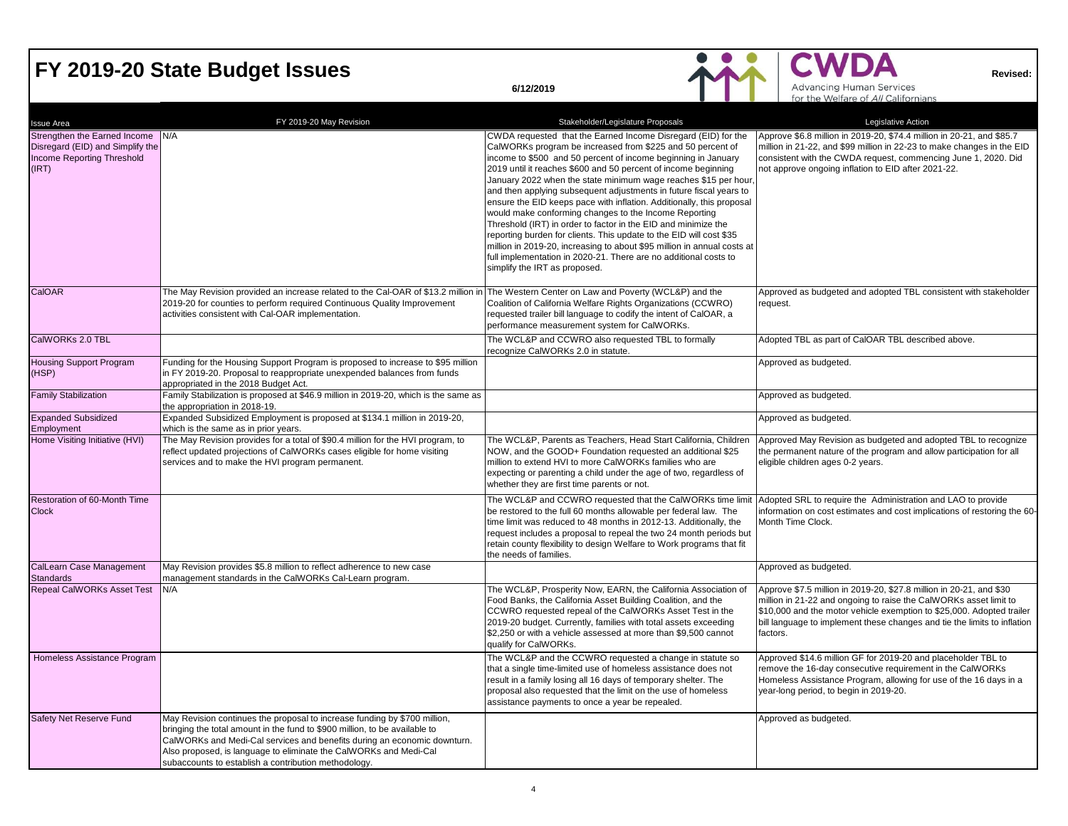# FY 2019-20 State Budget Issues

6/12/2019

**CWDA** Advancing Human Services for the Welfare of *All* Californians

**Revised:**

| Issue Area | FY 2019-20 May Revision | Stakeholder/Legislature Proposals | Legislative Action |
|---|---|---|---|
| Strengthen the Earned Income Disregard (EID) and Simplify the Income Reporting Threshold (IRT) | N/A | CWDA requested that the Earned Income Disregard (EID) for the CalWORKs program be increased from $225 and 50 percent of income to $500 and 50 percent of income beginning in January 2019 until it reaches $600 and 50 percent of income beginning January 2022 when the state minimum wage reaches $15 per hour, and then applying subsequent adjustments in future fiscal years to ensure the EID keeps pace with inflation. Additionally, this proposal would make conforming changes to the Income Reporting Threshold (IRT) in order to factor in the EID and minimize the reporting burden for clients. This update to the EID will cost $35 million in 2019-20, increasing to about $95 million in annual costs at full implementation in 2020-21. There are no additional costs to simplify the IRT as proposed. | Approve $6.8 million in 2019-20, $74.4 million in 20-21, and $85.7 million in 21-22, and $99 million in 22-23 to make changes in the EID consistent with the CWDA request, commencing June 1, 2020. Did not approve ongoing inflation to EID after 2021-22. |
| CalOAR | The May Revision provided an increase related to the Cal-OAR of $13.2 million in 2019-20 for counties to perform required Continuous Quality Improvement activities consistent with Cal-OAR implementation. | The Western Center on Law and Poverty (WCL&P) and the Coalition of California Welfare Rights Organizations (CCWRO) requested trailer bill language to codify the intent of CalOAR, a performance measurement system for CalWORKs. | Approved as budgeted and adopted TBL consistent with stakeholder request. |
| CalWORKs 2.0 TBL | | The WCL&P and CCWRO also requested TBL to formally recognize CalWORKs 2.0 in statute. | Adopted TBL as part of CalOAR TBL described above. |
| Housing Support Program (HSP) | Funding for the Housing Support Program is proposed to increase to $95 million in FY 2019-20. Proposal to reappropriate unexpended balances from funds appropriated in the 2018 Budget Act. | | Approved as budgeted. |
| Family Stabilization | Family Stabilization is proposed at $46.9 million in 2019-20, which is the same as the appropriation in 2018-19. | | Approved as budgeted. |
| Expanded Subsidized Employment | Expanded Subsidized Employment is proposed at $134.1 million in 2019-20, which is the same as in prior years. | | Approved as budgeted. |
| Home Visiting Initiative (HVI) | The May Revision provides for a total of $90.4 million for the HVI program, to reflect updated projections of CalWORKs cases eligible for home visiting services and to make the HVI program permanent. | The WCL&P, Parents as Teachers, Head Start California, Children NOW, and the GOOD+ Foundation requested an additional $25 million to extend HVI to more CalWORKs families who are expecting or parenting a child under the age of two, regardless of whether they are first time parents or not. | Approved May Revision as budgeted and adopted TBL to recognize the permanent nature of the program and allow participation for all eligible children ages 0-2 years. |
| Restoration of 60-Month Time Clock | | The WCL&P and CCWRO requested that the CalWORKs time limit be restored to the full 60 months allowable per federal law. The time limit was reduced to 48 months in 2012-13. Additionally, the request includes a proposal to repeal the two 24 month periods but retain county flexibility to design Welfare to Work programs that fit the needs of families. | Adopted SRL to require the Administration and LAO to provide information on cost estimates and cost implications of restoring the 60-Month Time Clock. |
| CalLearn Case Management Standards | May Revision provides $5.8 million to reflect adherence to new case management standards in the CalWORKs Cal-Learn program. | | Approved as budgeted. |
| Repeal CalWORKs Asset Test | N/A | The WCL&P, Prosperity Now, EARN, the California Association of Food Banks, the California Asset Building Coalition, and the CCWRO requested repeal of the CalWORKs Asset Test in the 2019-20 budget. Currently, families with total assets exceeding $2,250 or with a vehicle assessed at more than $9,500 cannot qualify for CalWORKs. | Approve $7.5 million in 2019-20, $27.8 million in 20-21, and $30 million in 21-22 and ongoing to raise the CalWORKs asset limit to $10,000 and the motor vehicle exemption to $25,000. Adopted trailer bill language to implement these changes and tie the limits to inflation factors. |
| Homeless Assistance Program | | The WCL&P and the CCWRO requested a change in statute so that a single time-limited use of homeless assistance does not result in a family losing all 16 days of temporary shelter. The proposal also requested that the limit on the use of homeless assistance payments to once a year be repealed. | Approved $14.6 million GF for 2019-20 and placeholder TBL to remove the 16-day consecutive requirement in the CalWORKs Homeless Assistance Program, allowing for use of the 16 days in a year-long period, to begin in 2019-20. |
| Safety Net Reserve Fund | May Revision continues the proposal to increase funding by $700 million, bringing the total amount in the fund to $900 million, to be available to CalWORKs and Medi-Cal services and benefits during an economic downturn. Also proposed, is language to eliminate the CalWORKs and Medi-Cal subaccounts to establish a contribution methodology. | | Approved as budgeted. |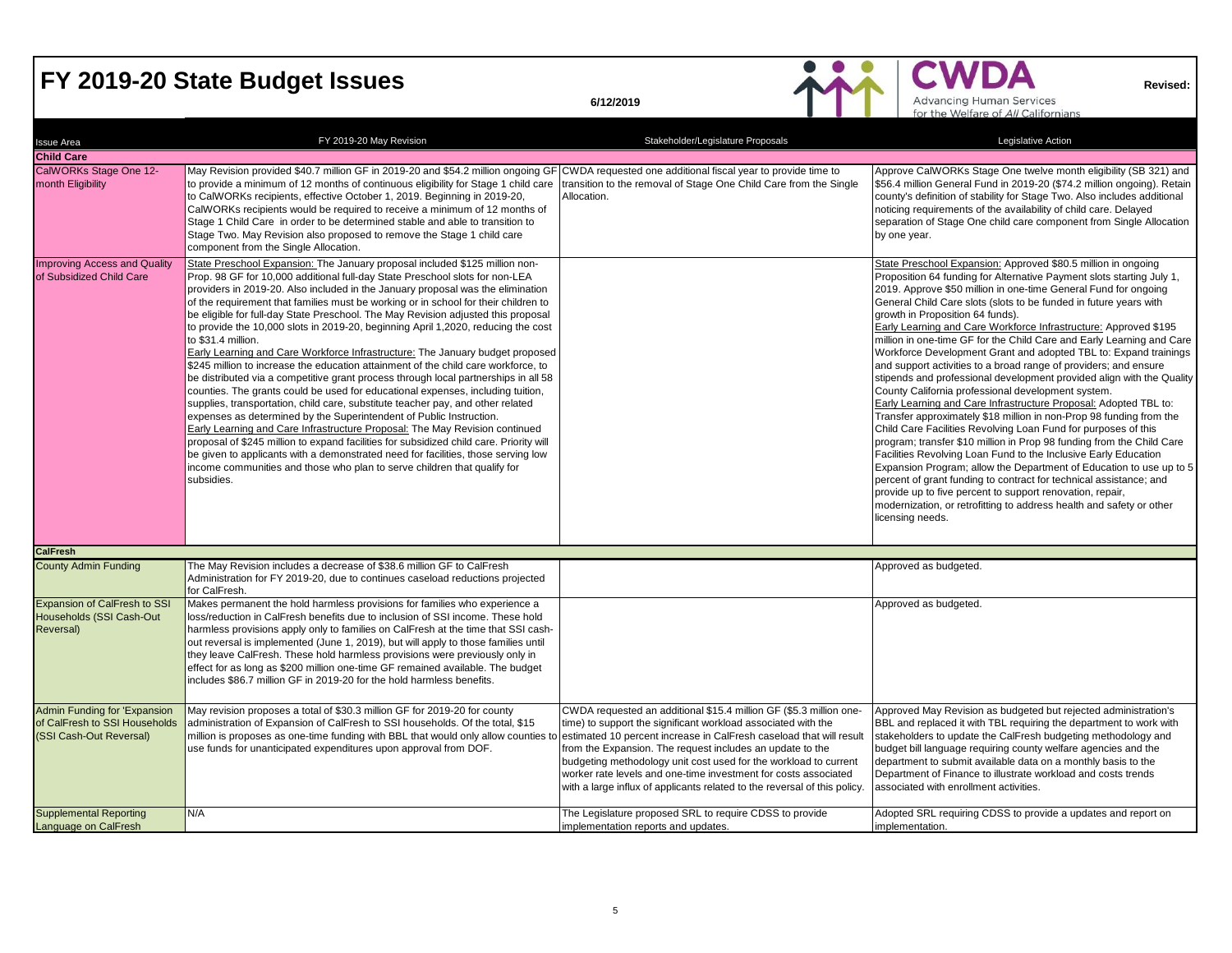# FY 2019-20 State Budget Issues

6/12/2019

CWDA — Advancing Human Services for the Welfare of *All* Californians

Revised:

| Issue Area | FY 2019-20 May Revision | Stakeholder/Legislature Proposals | Legislative Action |
|---|---|---|---|
| **Child Care** | | | |
| CalWORKs Stage One 12-month Eligibility | May Revision provided $40.7 million GF in 2019-20 and $54.2 million ongoing GF to provide a minimum of 12 months of continuous eligibility for Stage 1 child care to CalWORKs recipients, effective October 1, 2019. Beginning in 2019-20, CalWORKs recipients would be required to receive a minimum of 12 months of Stage 1 Child Care in order to be determined stable and able to transition to Stage Two. May Revision also proposed to remove the Stage 1 child care component from the Single Allocation. | CWDA requested one additional fiscal year to provide time to transition to the removal of Stage One Child Care from the Single Allocation. | Approve CalWORKs Stage One twelve month eligibility (SB 321) and $56.4 million General Fund in 2019-20 ($74.2 million ongoing). Retain county's definition of stability for Stage Two. Also includes additional noticing requirements of the availability of child care. Delayed separation of Stage One child care component from Single Allocation by one year. |
| Improving Access and Quality of Subsidized Child Care | State Preschool Expansion: The January proposal included $125 million non-Prop. 98 GF for 10,000 additional full-day State Preschool slots for non-LEA providers in 2019-20. Also included in the January proposal was the elimination of the requirement that families must be working or in school for their children to be eligible for full-day State Preschool. The May Revision adjusted this proposal to provide the 10,000 slots in 2019-20, beginning April 1,2020, reducing the cost to $31.4 million.<br>Early Learning and Care Workforce Infrastructure: The January budget proposed $245 million to increase the education attainment of the child care workforce, to be distributed via a competitive grant process through local partnerships in all 58 counties. The grants could be used for educational expenses, including tuition, supplies, transportation, child care, substitute teacher pay, and other related expenses as determined by the Superintendent of Public Instruction.<br>Early Learning and Care Infrastructure Proposal: The May Revision continued proposal of $245 million to expand facilities for subsidized child care. Priority will be given to applicants with a demonstrated need for facilities, those serving low income communities and those who plan to serve children that qualify for subsidies. | | State Preschool Expansion: Approved $80.5 million in ongoing Proposition 64 funding for Alternative Payment slots starting July 1, 2019. Approve $50 million in one-time General Fund for ongoing General Child Care slots (slots to be funded in future years with growth in Proposition 64 funds).<br>Early Learning and Care Workforce Infrastructure: Approved $195 million in one-time GF for the Child Care and Early Learning and Care Workforce Development Grant and adopted TBL to: Expand trainings and support activities to a broad range of providers; and ensure stipends and professional development provided align with the Quality County California professional development system.<br>Early Learning and Care Infrastructure Proposal: Adopted TBL to: Transfer approximately $18 million in non-Prop 98 funding from the Child Care Facilities Revolving Loan Fund for purposes of this program; transfer $10 million in Prop 98 funding from the Child Care Facilities Revolving Loan Fund to the Inclusive Early Education Expansion Program; allow the Department of Education to use up to 5 percent of grant funding to contract for technical assistance; and provide up to five percent to support renovation, repair, modernization, or retrofitting to address health and safety or other licensing needs. |
| **CalFresh** | | | |
| County Admin Funding | The May Revision includes a decrease of $38.6 million GF to CalFresh Administration for FY 2019-20, due to continues caseload reductions projected for CalFresh. | | Approved as budgeted. |
| Expansion of CalFresh to SSI Households (SSI Cash-Out Reversal) | Makes permanent the hold harmless provisions for families who experience a loss/reduction in CalFresh benefits due to inclusion of SSI income. These hold harmless provisions apply only to families on CalFresh at the time that SSI cash-out reversal is implemented (June 1, 2019), but will apply to those families until they leave CalFresh. These hold harmless provisions were previously only in effect for as long as $200 million one-time GF remained available. The budget includes $86.7 million GF in 2019-20 for the hold harmless benefits. | | Approved as budgeted. |
| Admin Funding for 'Expansion of CalFresh to SSI Households (SSI Cash-Out Reversal) | May revision proposes a total of $30.3 million GF for 2019-20 for county administration of Expansion of CalFresh to SSI households. Of the total, $15 million is proposes as one-time funding with BBL that would only allow counties to use funds for unanticipated expenditures upon approval from DOF. | CWDA requested an additional $15.4 million GF ($5.3 million one-time) to support the significant workload associated with the estimated 10 percent increase in CalFresh caseload that will result from the Expansion. The request includes an update to the budgeting methodology unit cost used for the workload to current worker rate levels and one-time investment for costs associated with a large influx of applicants related to the reversal of this policy. | Approved May Revision as budgeted but rejected administration's BBL and replaced it with TBL requiring the department to work with stakeholders to update the CalFresh budgeting methodology and budget bill language requiring county welfare agencies and the department to submit available data on a monthly basis to the Department of Finance to illustrate workload and costs trends associated with enrollment activities. |
| Supplemental Reporting Language on CalFresh | N/A | The Legislature proposed SRL to require CDSS to provide implementation reports and updates. | Adopted SRL requiring CDSS to provide a updates and report on implementation. |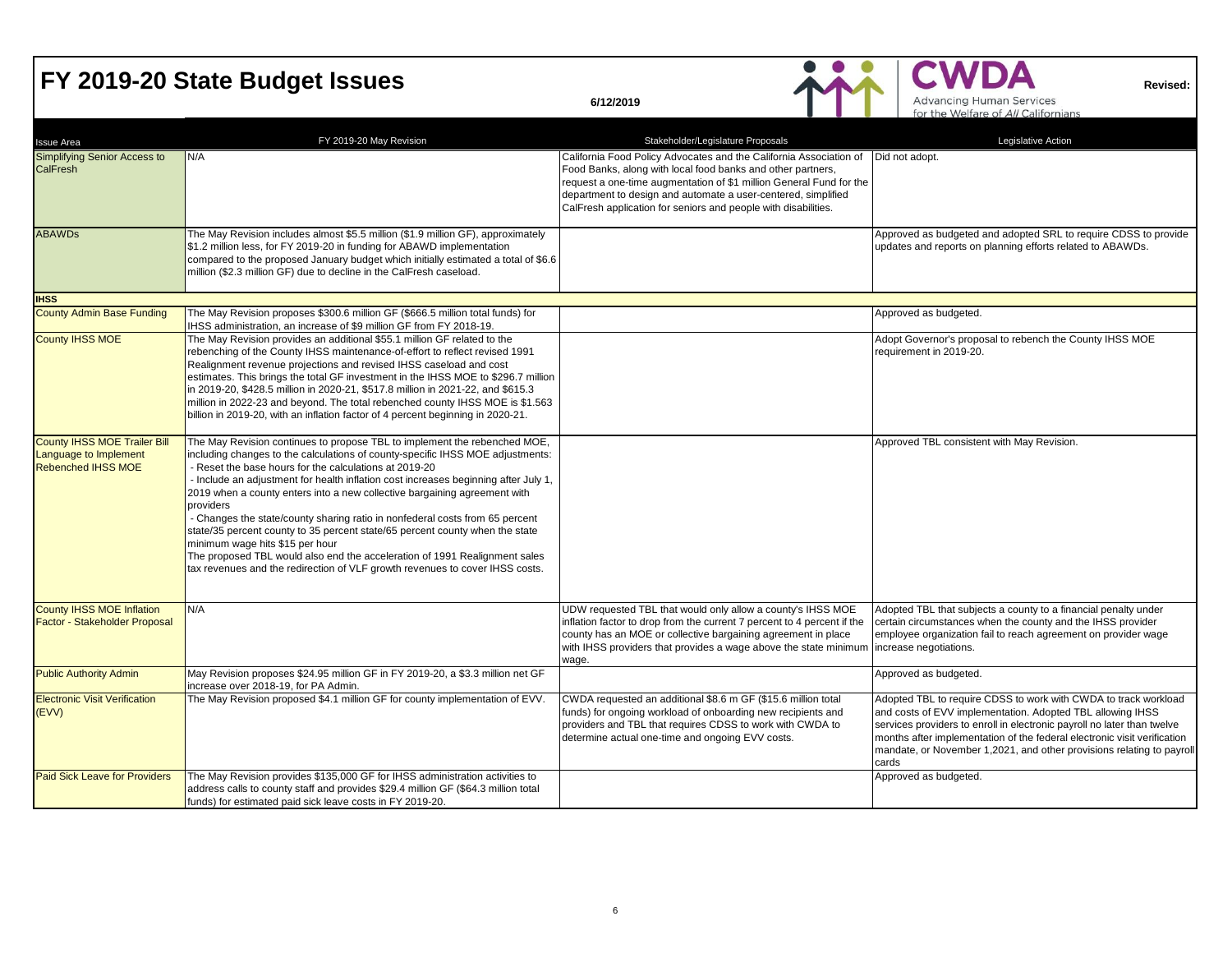# FY 2019-20 State Budget Issues

6/12/2019

CWDA — Advancing Human Services for the Welfare of *All* Californians

Revised:

| Issue Area | FY 2019-20 May Revision | Stakeholder/Legislature Proposals | Legislative Action |
|---|---|---|---|
| Simplifying Senior Access to CalFresh | N/A | California Food Policy Advocates and the California Association of Food Banks, along with local food banks and other partners, request a one-time augmentation of $1 million General Fund for the department to design and automate a user-centered, simplified CalFresh application for seniors and people with disabilities. | Did not adopt. |
| ABAWDs | The May Revision includes almost $5.5 million ($1.9 million GF), approximately $1.2 million less, for FY 2019-20 in funding for ABAWD implementation compared to the proposed January budget which initially estimated a total of $6.6 million ($2.3 million GF) due to decline in the CalFresh caseload. | | Approved as budgeted and adopted SRL to require CDSS to provide updates and reports on planning efforts related to ABAWDs. |
| **IHSS** | | | |
| County Admin Base Funding | The May Revision proposes $300.6 million GF ($666.5 million total funds) for IHSS administration, an increase of $9 million GF from FY 2018-19. | | Approved as budgeted. |
| County IHSS MOE | The May Revision provides an additional $55.1 million GF related to the rebenching of the County IHSS maintenance-of-effort to reflect revised 1991 Realignment revenue projections and revised IHSS caseload and cost estimates. This brings the total GF investment in the IHSS MOE to $296.7 million in 2019-20, $428.5 million in 2020-21, $517.8 million in 2021-22, and $615.3 million in 2022-23 and beyond. The total rebenched county IHSS MOE is $1.563 billion in 2019-20, with an inflation factor of 4 percent beginning in 2020-21. | | Adopt Governor's proposal to rebench the County IHSS MOE requirement in 2019-20. |
| County IHSS MOE Trailer Bill Language to Implement Rebenched IHSS MOE | The May Revision continues to propose TBL to implement the rebenched MOE, including changes to the calculations of county-specific IHSS MOE adjustments:<br>- Reset the base hours for the calculations at 2019-20<br>- Include an adjustment for health inflation cost increases beginning after July 1, 2019 when a county enters into a new collective bargaining agreement with providers<br>- Changes the state/county sharing ratio in nonfederal costs from 65 percent state/35 percent county to 35 percent state/65 percent county when the state minimum wage hits $15 per hour<br>The proposed TBL would also end the acceleration of 1991 Realignment sales tax revenues and the redirection of VLF growth revenues to cover IHSS costs. | | Approved TBL consistent with May Revision. |
| County IHSS MOE Inflation Factor - Stakeholder Proposal | N/A | UDW requested TBL that would only allow a county's IHSS MOE inflation factor to drop from the current 7 percent to 4 percent if the county has an MOE or collective bargaining agreement in place with IHSS providers that provides a wage above the state minimum wage. | Adopted TBL that subjects a county to a financial penalty under certain circumstances when the county and the IHSS provider employee organization fail to reach agreement on provider wage increase negotiations. |
| Public Authority Admin | May Revision proposes $24.95 million GF in FY 2019-20, a $3.3 million net GF increase over 2018-19, for PA Admin. | | Approved as budgeted. |
| Electronic Visit Verification (EVV) | The May Revision proposed $4.1 million GF for county implementation of EVV. | CWDA requested an additional $8.6 m GF ($15.6 million total funds) for ongoing workload of onboarding new recipients and providers and TBL that requires CDSS to work with CWDA to determine actual one-time and ongoing EVV costs. | Adopted TBL to require CDSS to work with CWDA to track workload and costs of EVV implementation. Adopted TBL allowing IHSS services providers to enroll in electronic payroll no later than twelve months after implementation of the federal electronic visit verification mandate, or November 1,2021, and other provisions relating to payroll cards |
| Paid Sick Leave for Providers | The May Revision provides $135,000 GF for IHSS administration activities to address calls to county staff and provides $29.4 million GF ($64.3 million total funds) for estimated paid sick leave costs in FY 2019-20. | | Approved as budgeted. |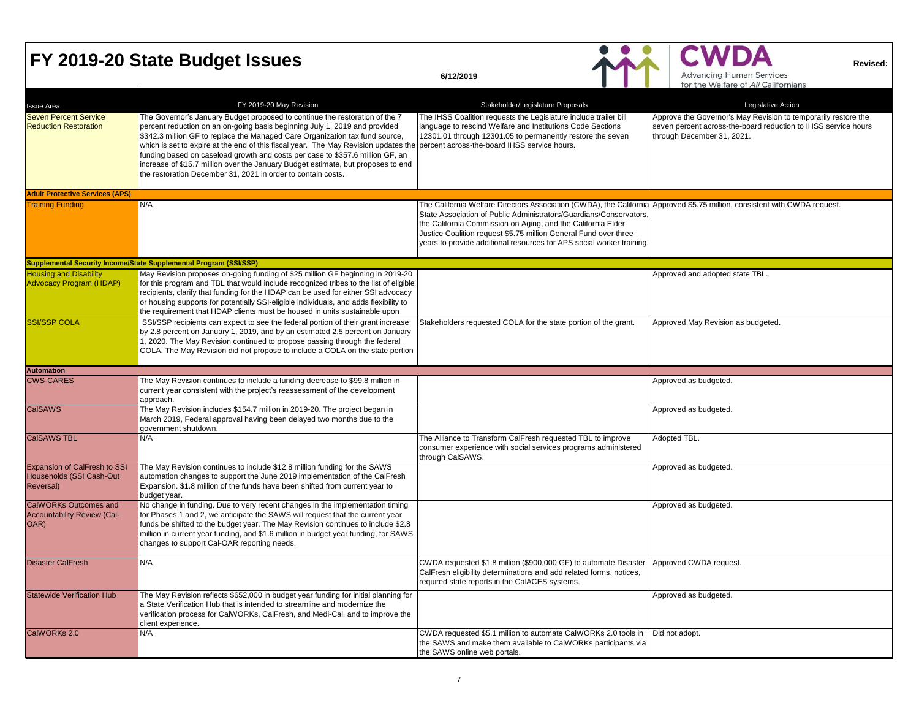# FY 2019-20 State Budget Issues

6/12/2019

**Revised:**

| Issue Area | FY 2019-20 May Revision | Stakeholder/Legislature Proposals | Legislative Action |
|---|---|---|---|
| Seven Percent Service Reduction Restoration | The Governor's January Budget proposed to continue the restoration of the 7 percent reduction on an on-going basis beginning July 1, 2019 and provided $342.3 million GF to replace the Managed Care Organization tax fund source, which is set to expire at the end of this fiscal year. The May Revision updates the funding based on caseload growth and costs per case to $357.6 million GF, an increase of $15.7 million over the January Budget estimate, but proposes to end the restoration December 31, 2021 in order to contain costs. | The IHSS Coalition requests the Legislature include trailer bill language to rescind Welfare and Institutions Code Sections 12301.01 through 12301.05 to permanently restore the seven percent across-the-board IHSS service hours. | Approve the Governor's May Revision to temporarily restore the seven percent across-the-board reduction to IHSS service hours through December 31, 2021. |
| **Adult Protective Services (APS)** | | | |
| Training Funding | N/A | The California Welfare Directors Association (CWDA), the California State Association of Public Administrators/Guardians/Conservators, the California Commission on Aging, and the California Elder Justice Coalition request $5.75 million General Fund over three years to provide additional resources for APS social worker training. | Approved $5.75 million, consistent with CWDA request. |
| **Supplemental Security Income/State Supplemental Program (SSI/SSP)** | | | |
| Housing and Disability Advocacy Program (HDAP) | May Revision proposes on-going funding of $25 million GF beginning in 2019-20 for this program and TBL that would include recognized tribes to the list of eligible recipients, clarify that funding for the HDAP can be used for either SSI advocacy or housing supports for potentially SSI-eligible individuals, and adds flexibility to the requirement that HDAP clients must be housed in units sustainable upon | | Approved and adopted state TBL. |
| SSI/SSP COLA | SSI/SSP recipients can expect to see the federal portion of their grant increase by 2.8 percent on January 1, 2019, and by an estimated 2.5 percent on January 1, 2020. The May Revision continued to propose passing through the federal COLA. The May Revision did not propose to include a COLA on the state portion | Stakeholders requested COLA for the state portion of the grant. | Approved May Revision as budgeted. |
| **Automation** | | | |
| CWS-CARES | The May Revision continues to include a funding decrease to $99.8 million in current year consistent with the project's reassessment of the development approach. | | Approved as budgeted. |
| CalSAWS | The May Revision includes $154.7 million in 2019-20. The project began in March 2019, Federal approval having been delayed two months due to the government shutdown. | | Approved as budgeted. |
| CalSAWS TBL | N/A | The Alliance to Transform CalFresh requested TBL to improve consumer experience with social services programs administered through CalSAWS. | Adopted TBL. |
| Expansion of CalFresh to SSI Households (SSI Cash-Out Reversal) | The May Revision continues to include $12.8 million funding for the SAWS automation changes to support the June 2019 implementation of the CalFresh Expansion. $1.8 million of the funds have been shifted from current year to budget year. | | Approved as budgeted. |
| CalWORKs Outcomes and Accountability Review (Cal-OAR) | No change in funding. Due to very recent changes in the implementation timing for Phases 1 and 2, we anticipate the SAWS will request that the current year funds be shifted to the budget year. The May Revision continues to include $2.8 million in current year funding, and $1.6 million in budget year funding, for SAWS changes to support Cal-OAR reporting needs. | | Approved as budgeted. |
| Disaster CalFresh | N/A | CWDA requested $1.8 million ($900,000 GF) to automate Disaster CalFresh eligibility determinations and add related forms, notices, required state reports in the CalACES systems. | Approved CWDA request. |
| Statewide Verification Hub | The May Revision reflects $652,000 in budget year funding for initial planning for a State Verification Hub that is intended to streamline and modernize the verification process for CalWORKs, CalFresh, and Medi-Cal, and to improve the client experience. | | Approved as budgeted. |
| CalWORKs 2.0 | N/A | CWDA requested $5.1 million to automate CalWORKs 2.0 tools in the SAWS and make them available to CalWORKs participants via the SAWS online web portals. | Did not adopt. |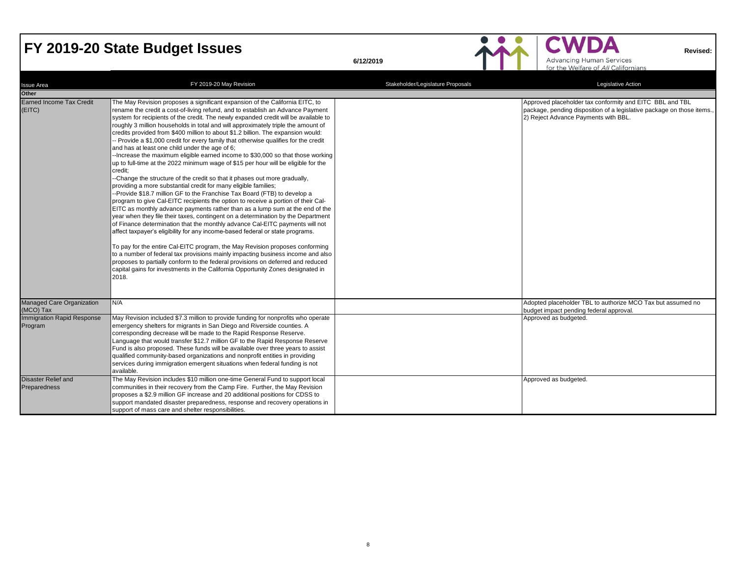# FY 2019-20 State Budget Issues

6/12/2019

CWDA
Advancing Human Services for the Welfare of *All* Californians

Revised:

| Issue Area | FY 2019-20 May Revision | Stakeholder/Legislature Proposals | Legislative Action |
|---|---|---|---|
| **Other** | | | |
| Earned Income Tax Credit (EITC) | The May Revision proposes a significant expansion of the California EITC, to rename the credit a cost-of-living refund, and to establish an Advance Payment system for recipients of the credit. The newly expanded credit will be available to roughly 3 million households in total and will approximately triple the amount of credits provided from $400 million to about $1.2 billion. The expansion would:<br>-- Provide a $1,000 credit for every family that otherwise qualifies for the credit and has at least one child under the age of 6;<br>--Increase the maximum eligible earned income to $30,000 so that those working up to full-time at the 2022 minimum wage of $15 per hour will be eligible for the credit;<br>--Change the structure of the credit so that it phases out more gradually, providing a more substantial credit for many eligible families;<br>--Provide $18.7 million GF to the Franchise Tax Board (FTB) to develop a program to give Cal-EITC recipients the option to receive a portion of their Cal-EITC as monthly advance payments rather than as a lump sum at the end of the year when they file their taxes, contingent on a determination by the Department of Finance determination that the monthly advance Cal-EITC payments will not affect taxpayer's eligibility for any income-based federal or state programs.<br><br>To pay for the entire Cal-EITC program, the May Revision proposes conforming to a number of federal tax provisions mainly impacting business income and also proposes to partially conform to the federal provisions on deferred and reduced capital gains for investments in the California Opportunity Zones designated in 2018. | | Approved placeholder tax conformity and EITC BBL and TBL package, pending disposition of a legislative package on those items., 2) Reject Advance Payments with BBL. |
| Managed Care Organization (MCO) Tax | N/A | | Adopted placeholder TBL to authorize MCO Tax but assumed no budget impact pending federal approval. |
| Immigration Rapid Response Program | May Revision included $7.3 million to provide funding for nonprofits who operate emergency shelters for migrants in San Diego and Riverside counties. A corresponding decrease will be made to the Rapid Response Reserve. Language that would transfer $12.7 million GF to the Rapid Response Reserve Fund is also proposed. These funds will be available over three years to assist qualified community-based organizations and nonprofit entities in providing services during immigration emergent situations when federal funding is not available. | | Approved as budgeted. |
| Disaster Relief and Preparedness | The May Revision includes $10 million one-time General Fund to support local communities in their recovery from the Camp Fire. Further, the May Revision proposes a $2.9 million GF increase and 20 additional positions for CDSS to support mandated disaster preparedness, response and recovery operations in support of mass care and shelter responsibilities. | | Approved as budgeted. |